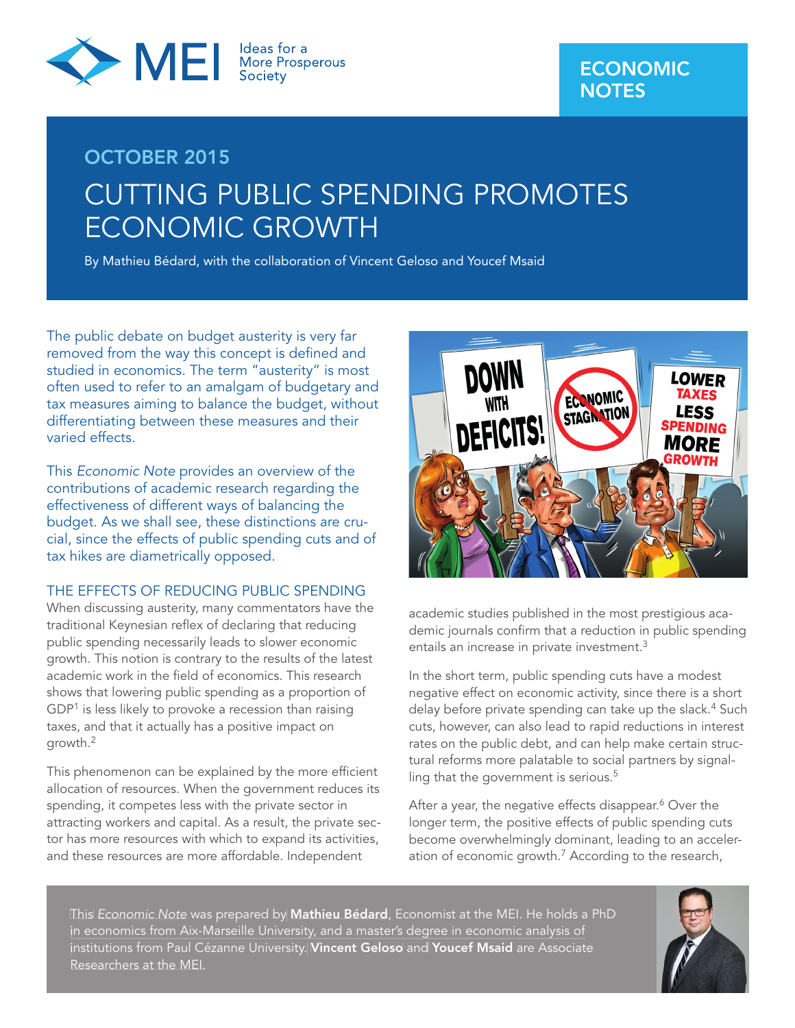# CUTTING PUBLIC SPENDING PROMOTES ECONOMIC GROWTH

OCTOBER 2015

By Mathieu Bédard, with the collaboration of Vincent Geloso and Youcef Msaid

The public debate on budget austerity is very far removed from the way this concept is defined and studied in economics. The term "austerity" is most often used to refer to an amalgam of budgetary and tax measures aiming to balance the budget, without differentiating between these measures and their varied effects.

This *Economic Note* provides an overview of the contributions of academic research regarding the effectiveness of different ways of balancing the budget. As we shall see, these distinctions are crucial, since the effects of public spending cuts and of tax hikes are diametrically opposed.

## THE EFFECTS OF REDUCING PUBLIC SPENDING

When discussing austerity, many commentators have the traditional Keynesian reflex of declaring that reducing public spending necessarily leads to slower economic growth. This notion is contrary to the results of the latest academic work in the field of economics. This research shows that lowering public spending as a proportion of GDP[1] is less likely to provoke a recession than raising taxes, and that it actually has a positive impact on growth.[2]

This phenomenon can be explained by the more efficient allocation of resources. When the government reduces its spending, it competes less with the private sector in attracting workers and capital. As a result, the private sector has more resources with which to expand its activities, and these resources are more affordable. Independent academic studies published in the most prestigious academic journals confirm that a reduction in public spending entails an increase in private investment.[3]

In the short term, public spending cuts have a modest negative effect on economic activity, since there is a short delay before private spending can take up the slack.[4] Such cuts, however, can also lead to rapid reductions in interest rates on the public debt, and can help make certain structural reforms more palatable to social partners by signalling that the government is serious.[5]

After a year, the negative effects disappear.[6] Over the longer term, the positive effects of public spending cuts become overwhelmingly dominant, leading to an acceleration of economic growth.[7] According to the research,

This *Economic Note* was prepared by **Mathieu Bédard**, Economist at the MEI. He holds a PhD in economics from Aix-Marseille University, and a master's degree in economic analysis of institutions from Paul Cézanne University. **Vincent Geloso** and **Youcef Msaid** are Associate Researchers at the MEI.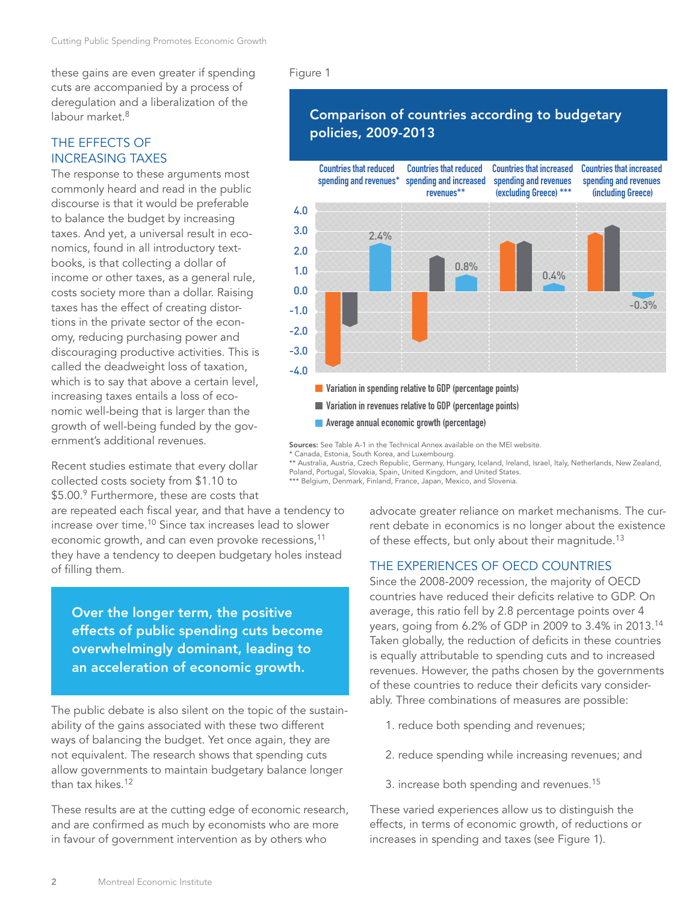these gains are even greater if spending cuts are accompanied by a process of deregulation and a liberalization of the labour market.[8]

## THE EFFECTS OF INCREASING TAXES

The response to these arguments most commonly heard and read in the public discourse is that it would be preferable to balance the budget by increasing taxes. And yet, a universal result in economics, found in all introductory textbooks, is that collecting a dollar of income or other taxes, as a general rule, costs society more than a dollar. Raising taxes has the effect of creating distortions in the private sector of the economy, reducing purchasing power and discouraging productive activities. This is called the deadweight loss of taxation, which is to say that above a certain level, increasing taxes entails a loss of economic well-being that is larger than the growth of well-being funded by the government's additional revenues.

Recent studies estimate that every dollar collected costs society from $1.10 to $5.00.[9] Furthermore, these are costs that are repeated each fiscal year, and that have a tendency to increase over time.[10] Since tax increases lead to slower economic growth, and can even provoke recessions,[11] they have a tendency to deepen budgetary holes instead of filling them.

> **Over the longer term, the positive effects of public spending cuts become overwhelmingly dominant, leading to an acceleration of economic growth.**

The public debate is also silent on the topic of the sustainability of the gains associated with these two different ways of balancing the budget. Yet once again, they are not equivalent. The research shows that spending cuts allow governments to maintain budgetary balance longer than tax hikes.[12]

These results are at the cutting edge of economic research, and are confirmed as much by economists who are more in favour of government intervention as by others who advocate greater reliance on market mechanisms. The current debate in economics is no longer about the existence of these effects, but only about their magnitude.[13]

Figure 1

**Comparison of countries according to budgetary policies, 2009-2013**

| | Countries that reduced spending and revenues* | Countries that reduced spending and increased revenues** | Countries that increased spending and revenues (excluding Greece) *** | Countries that increased spending and revenues (including Greece) |
|---|---|---|---|---|
| Average annual economic growth (percentage) | 2.4% | 0.8% | 0.4% | -0.3% |

Legend: Variation in spending relative to GDP (percentage points); Variation in revenues relative to GDP (percentage points); Average annual economic growth (percentage)

**Sources:** See Table A-1 in the Technical Annex available on the MEI website.
\* Canada, Estonia, South Korea, and Luxembourg.
\*\* Australia, Austria, Czech Republic, Germany, Hungary, Iceland, Ireland, Israel, Italy, Netherlands, New Zealand, Poland, Portugal, Slovakia, Spain, United Kingdom, and United States.
\*\*\* Belgium, Denmark, Finland, France, Japan, Mexico, and Slovenia.

## THE EXPERIENCES OF OECD COUNTRIES

Since the 2008-2009 recession, the majority of OECD countries have reduced their deficits relative to GDP. On average, this ratio fell by 2.8 percentage points over 4 years, going from 6.2% of GDP in 2009 to 3.4% in 2013.[14] Taken globally, the reduction of deficits in these countries is equally attributable to spending cuts and to increased revenues. However, the paths chosen by the governments of these countries to reduce their deficits vary considerably. Three combinations of measures are possible:

1. reduce both spending and revenues;
2. reduce spending while increasing revenues; and
3. increase both spending and revenues.[15]

These varied experiences allow us to distinguish the effects, in terms of economic growth, of reductions or increases in spending and taxes (see Figure 1).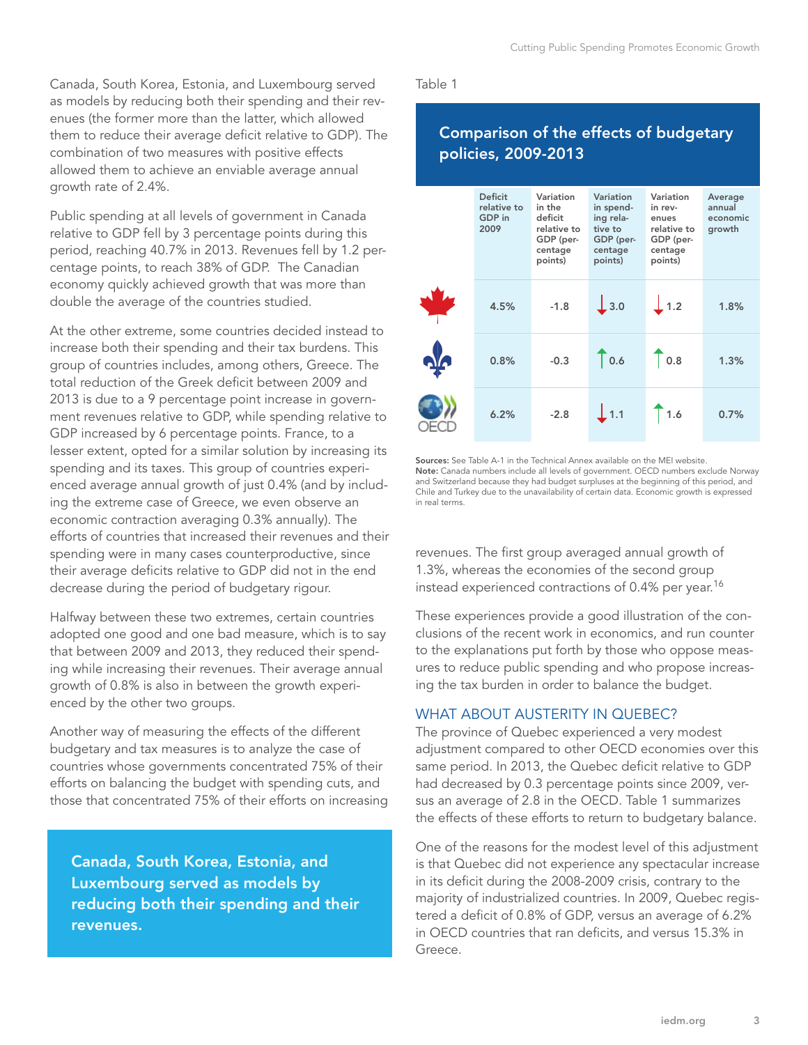Canada, South Korea, Estonia, and Luxembourg served as models by reducing both their spending and their revenues (the former more than the latter, which allowed them to reduce their average deficit relative to GDP). The combination of two measures with positive effects allowed them to achieve an enviable average annual growth rate of 2.4%.

Public spending at all levels of government in Canada relative to GDP fell by 3 percentage points during this period, reaching 40.7% in 2013. Revenues fell by 1.2 percentage points, to reach 38% of GDP. The Canadian economy quickly achieved growth that was more than double the average of the countries studied.

At the other extreme, some countries decided instead to increase both their spending and their tax burdens. This group of countries includes, among others, Greece. The total reduction of the Greek deficit between 2009 and 2013 is due to a 9 percentage point increase in government revenues relative to GDP, while spending relative to GDP increased by 6 percentage points. France, to a lesser extent, opted for a similar solution by increasing its spending and its taxes. This group of countries experienced average annual growth of just 0.4% (and by including the extreme case of Greece, we even observe an economic contraction averaging 0.3% annually). The efforts of countries that increased their revenues and their spending were in many cases counterproductive, since their average deficits relative to GDP did not in the end decrease during the period of budgetary rigour.

Halfway between these two extremes, certain countries adopted one good and one bad measure, which is to say that between 2009 and 2013, they reduced their spending while increasing their revenues. Their average annual growth of 0.8% is also in between the growth experienced by the other two groups.

Another way of measuring the effects of the different budgetary and tax measures is to analyze the case of countries whose governments concentrated 75% of their efforts on balancing the budget with spending cuts, and those that concentrated 75% of their efforts on increasing revenues. The first group averaged annual growth of 1.3%, whereas the economies of the second group instead experienced contractions of 0.4% per year.[16]

**Canada, South Korea, Estonia, and Luxembourg served as models by reducing both their spending and their revenues.**

Table 1

**Comparison of the effects of budgetary policies, 2009-2013**

| | Deficit relative to GDP in 2009 | Variation in the deficit relative to GDP (percentage points) | Variation in spending relative to GDP (percentage points) | Variation in revenues relative to GDP (percentage points) | Average annual economic growth |
|---|---|---|---|---|---|
| Canada | 4.5% | -1.8 | ↓ 3.0 | ↓ 1.2 | 1.8% |
| Quebec | 0.8% | -0.3 | ↑ 0.6 | ↑ 0.8 | 1.3% |
| OECD | 6.2% | -2.8 | ↓ 1.1 | ↑ 1.6 | 0.7% |

**Sources:** See Table A-1 in the Technical Annex available on the MEI website.
**Note:** Canada numbers include all levels of government. OECD numbers exclude Norway and Switzerland because they had budget surpluses at the beginning of this period, and Chile and Turkey due to the unavailability of certain data. Economic growth is expressed in real terms.

These experiences provide a good illustration of the conclusions of the recent work in economics, and run counter to the explanations put forth by those who oppose measures to reduce public spending and who propose increasing the tax burden in order to balance the budget.

## WHAT ABOUT AUSTERITY IN QUEBEC?

The province of Quebec experienced a very modest adjustment compared to other OECD economies over this same period. In 2013, the Quebec deficit relative to GDP had decreased by 0.3 percentage points since 2009, versus an average of 2.8 in the OECD. Table 1 summarizes the effects of these efforts to return to budgetary balance.

One of the reasons for the modest level of this adjustment is that Quebec did not experience any spectacular increase in its deficit during the 2008-2009 crisis, contrary to the majority of industrialized countries. In 2009, Quebec registered a deficit of 0.8% of GDP, versus an average of 6.2% in OECD countries that ran deficits, and versus 15.3% in Greece.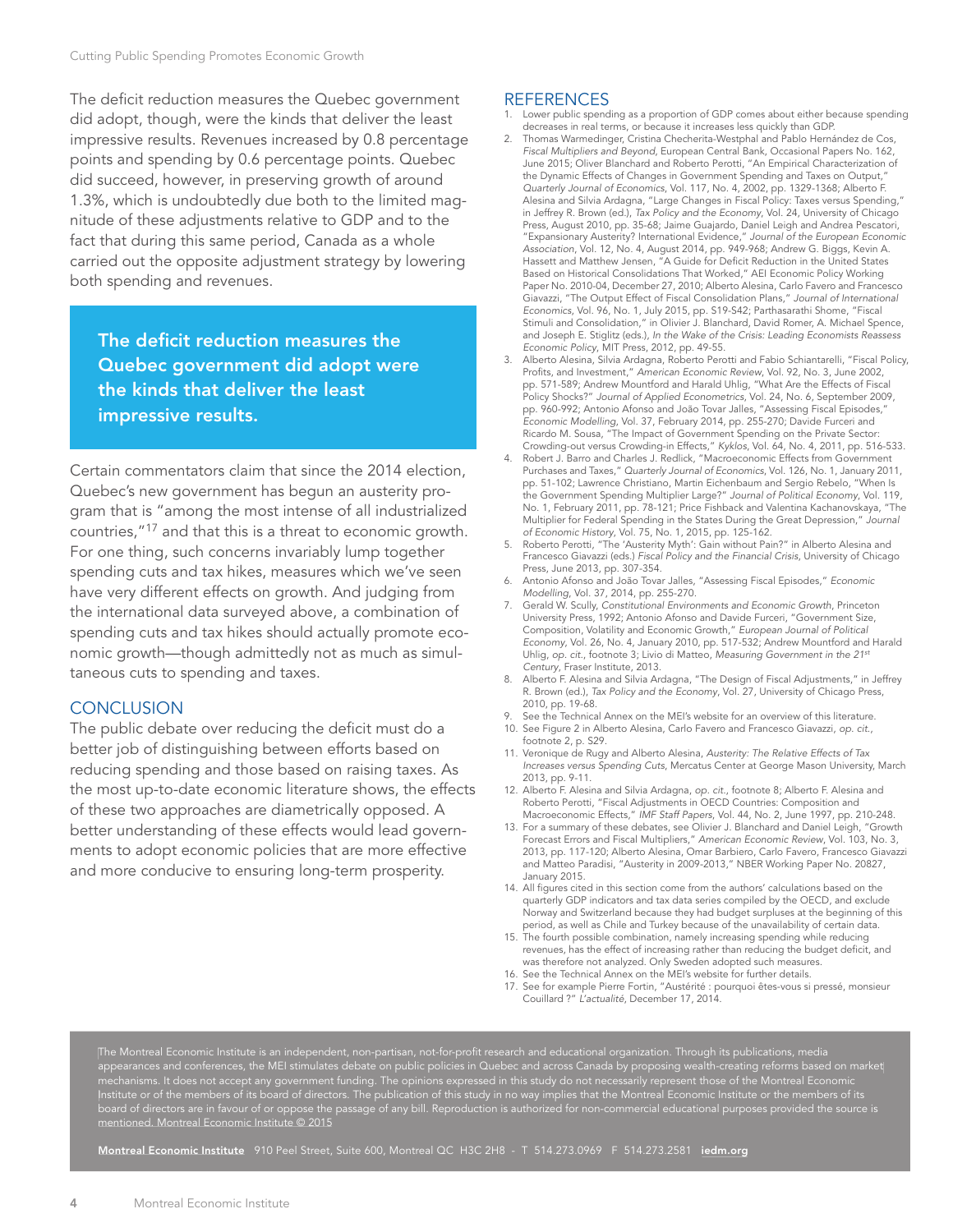The deficit reduction measures the Quebec government did adopt, though, were the kinds that deliver the least impressive results. Revenues increased by 0.8 percentage points and spending by 0.6 percentage points. Quebec did succeed, however, in preserving growth of around 1.3%, which is undoubtedly due both to the limited magnitude of these adjustments relative to GDP and to the fact that during this same period, Canada as a whole carried out the opposite adjustment strategy by lowering both spending and revenues.

**The deficit reduction measures the Quebec government did adopt were the kinds that deliver the least impressive results.**

Certain commentators claim that since the 2014 election, Quebec's new government has begun an austerity program that is "among the most intense of all industrialized countries,"[17] and that this is a threat to economic growth. For one thing, such concerns invariably lump together spending cuts and tax hikes, measures which we've seen have very different effects on growth. And judging from the international data surveyed above, a combination of spending cuts and tax hikes should actually promote economic growth—though admittedly not as much as simultaneous cuts to spending and taxes.

## CONCLUSION

The public debate over reducing the deficit must do a better job of distinguishing between efforts based on reducing spending and those based on raising taxes. As the most up-to-date economic literature shows, the effects of these two approaches are diametrically opposed. A better understanding of these effects would lead governments to adopt economic policies that are more effective and more conducive to ensuring long-term prosperity.

## REFERENCES

1. Lower public spending as a proportion of GDP comes about either because spending decreases in real terms, or because it increases less quickly than GDP.
2. Thomas Warmedinger, Cristina Checherita-Westphal and Pablo Hernández de Cos, *Fiscal Multipliers and Beyond*, European Central Bank, Occasional Papers No. 162, June 2015; Oliver Blanchard and Roberto Perotti, "An Empirical Characterization of the Dynamic Effects of Changes in Government Spending and Taxes on Output," *Quarterly Journal of Economics*, Vol. 117, No. 4, 2002, pp. 1329-1368; Alberto F. Alesina and Silvia Ardagna, "Large Changes in Fiscal Policy: Taxes versus Spending," in Jeffrey R. Brown (ed.), *Tax Policy and the Economy*, Vol. 24, University of Chicago Press, August 2010, pp. 35-68; Jaime Guajardo, Daniel Leigh and Andrea Pescatori, "Expansionary Austerity? International Evidence," *Journal of the European Economic Association*, Vol. 12, No. 4, August 2014, pp. 949-968; Andrew G. Biggs, Kevin A. Hassett and Matthew Jensen, "A Guide for Deficit Reduction in the United States Based on Historical Consolidations That Worked," AEI Economic Policy Working Paper No. 2010-04, December 27, 2010; Alberto Alesina, Carlo Favero and Francesco Giavazzi, "The Output Effect of Fiscal Consolidation Plans," *Journal of International Economics*, Vol. 96, No. 1, July 2015, pp. S19-S42; Parthasarathi Shome, "Fiscal Stimuli and Consolidation," in Olivier J. Blanchard, David Romer, A. Michael Spence, and Joseph E. Stiglitz (eds.), *In the Wake of the Crisis: Leading Economists Reassess Economic Policy*, MIT Press, 2012, pp. 49-55.
3. Alberto Alesina, Silvia Ardagna, Roberto Perotti and Fabio Schiantarelli, "Fiscal Policy, Profits, and Investment," *American Economic Review*, Vol. 92, No. 3, June 2002, pp. 571-589; Andrew Mountford and Harald Uhlig, "What Are the Effects of Fiscal Policy Shocks?" *Journal of Applied Econometrics*, Vol. 24, No. 6, September 2009, pp. 960-992; Antonio Afonso and João Tovar Jalles, "Assessing Fiscal Episodes," *Economic Modelling*, Vol. 37, February 2014, pp. 255-270; Davide Furceri and Ricardo M. Sousa, "The Impact of Government Spending on the Private Sector: Crowding-out versus Crowding-in Effects," *Kyklos*, Vol. 64, No. 4, 2011, pp. 516-533.
4. Robert J. Barro and Charles J. Redlick, "Macroeconomic Effects from Government Purchases and Taxes," *Quarterly Journal of Economics*, Vol. 126, No. 1, January 2011, pp. 51-102; Lawrence Christiano, Martin Eichenbaum and Sergio Rebelo, "When Is the Government Spending Multiplier Large?" *Journal of Political Economy*, Vol. 119, No. 1, February 2011, pp. 78-121; Price Fishback and Valentina Kachanovskaya, "The Multiplier for Federal Spending in the States During the Great Depression," *Journal of Economic History*, Vol. 75, No. 1, 2015, pp. 125-162.
5. Roberto Perotti, "The 'Austerity Myth': Gain without Pain?" in Alberto Alesina and Francesco Giavazzi (eds.) *Fiscal Policy and the Financial Crisis*, University of Chicago Press, June 2013, pp. 307-354.
6. Antonio Afonso and João Tovar Jalles, "Assessing Fiscal Episodes," *Economic Modelling*, Vol. 37, 2014, pp. 255-270.
7. Gerald W. Scully, *Constitutional Environments and Economic Growth*, Princeton University Press, 1992; Antonio Afonso and Davide Furceri, "Government Size, Composition, Volatility and Economic Growth," *European Journal of Political Economy*, Vol. 26, No. 4, January 2010, pp. 517-532; Andrew Mountford and Harald Uhlig, *op. cit.*, footnote 3; Livio di Matteo, *Measuring Government in the 21st Century*, Fraser Institute, 2013.
8. Alberto F. Alesina and Silvia Ardagna, "The Design of Fiscal Adjustments," in Jeffrey R. Brown (ed.), *Tax Policy and the Economy*, Vol. 27, University of Chicago Press, 2010, pp. 19-68.
9. See the Technical Annex on the MEI's website for an overview of this literature.
10. See Figure 2 in Alberto Alesina, Carlo Favero and Francesco Giavazzi, *op. cit.*, footnote 2, p. S29.
11. Veronique de Rugy and Alberto Alesina, *Austerity: The Relative Effects of Tax Increases versus Spending Cuts*, Mercatus Center at George Mason University, March 2013, pp. 9-11.
12. Alberto F. Alesina and Silvia Ardagna, *op. cit.*, footnote 8; Alberto F. Alesina and Roberto Perotti, "Fiscal Adjustments in OECD Countries: Composition and Macroeconomic Effects," *IMF Staff Papers*, Vol. 44, No. 2, June 1997, pp. 210-248.
13. For a summary of these debates, see Olivier J. Blanchard and Daniel Leigh, "Growth Forecast Errors and Fiscal Multipliers," *American Economic Review*, Vol. 103, No. 3, 2013, pp. 117-120; Alberto Alesina, Omar Barbiero, Carlo Favero, Francesco Giavazzi and Matteo Paradisi, "Austerity in 2009-2013," NBER Working Paper No. 20827, January 2015.
14. All figures cited in this section come from the authors' calculations based on the quarterly GDP indicators and tax data series compiled by the OECD, and exclude Norway and Switzerland because they had budget surpluses at the beginning of this period, as well as Chile and Turkey because of the unavailability of certain data.
15. The fourth possible combination, namely increasing spending while reducing revenues, has the effect of increasing rather than reducing the budget deficit, and was therefore not analyzed. Only Sweden adopted such measures.
16. See the Technical Annex on the MEI's website for further details.
17. See for example Pierre Fortin, "Austérité : pourquoi êtes-vous si pressé, monsieur Couillard ?" *L'actualité*, December 17, 2014.

The Montreal Economic Institute is an independent, non-partisan, not-for-profit research and educational organization. Through its publications, media appearances and conferences, the MEI stimulates debate on public policies in Quebec and across Canada by proposing wealth-creating reforms based on market mechanisms. It does not accept any government funding. The opinions expressed in this study do not necessarily represent those of the Montreal Economic Institute or of the members of its board of directors. The publication of this study in no way implies that the Montreal Economic Institute or the members of its board of directors are in favour of or oppose the passage of any bill. Reproduction is authorized for non-commercial educational purposes provided the source is mentioned. Montreal Economic Institute © 2015

**Montreal Economic Institute** 910 Peel Street, Suite 600, Montreal QC H3C 2H8 - T 514.273.0969 F 514.273.2581 **iedm.org**